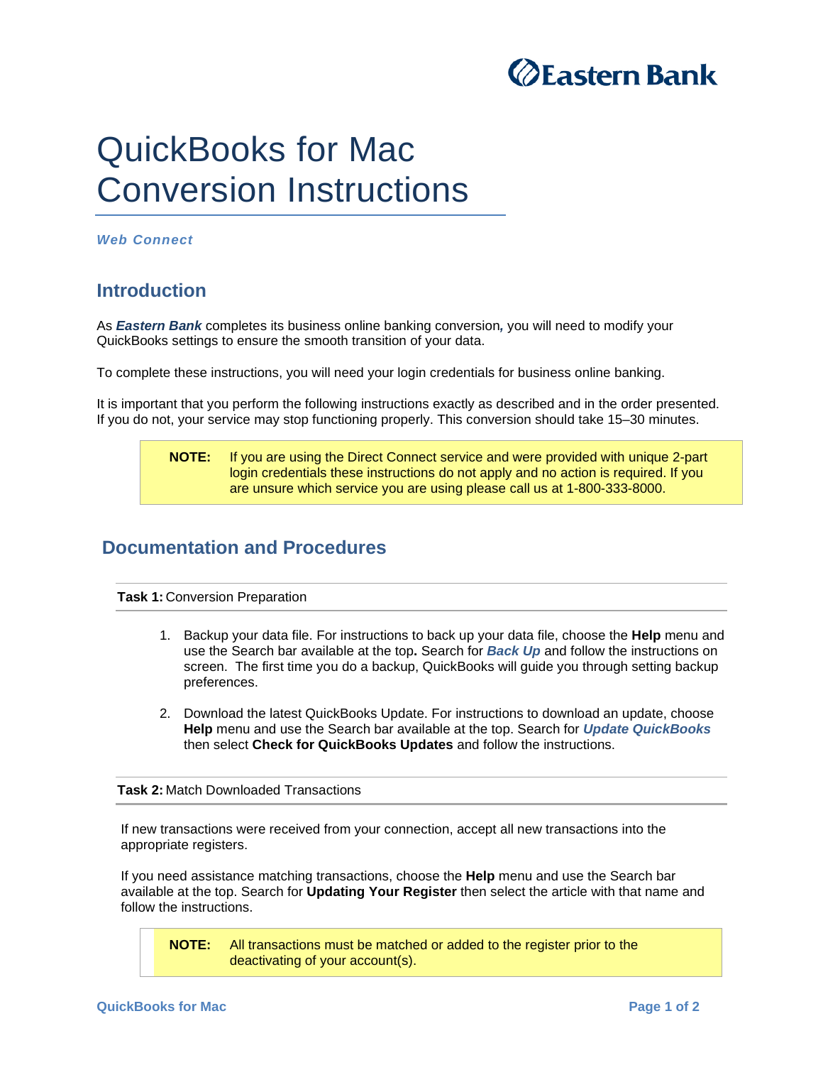Eastern Bank

# QuickBooks for Mac Conversion Instructions

***Web Connect***

## Introduction

As ***Eastern Bank*** completes its business online banking conversion, you will need to modify your QuickBooks settings to ensure the smooth transition of your data.

To complete these instructions, you will need your login credentials for business online banking.

It is important that you perform the following instructions exactly as described and in the order presented. If you do not, your service may stop functioning properly. This conversion should take 15–30 minutes.

> **NOTE:** If you are using the Direct Connect service and were provided with unique 2-part login credentials these instructions do not apply and no action is required. If you are unsure which service you are using please call us at 1-800-333-8000.

## Documentation and Procedures

**Task 1:** Conversion Preparation

1. Backup your data file. For instructions to back up your data file, choose the **Help** menu and use the Search bar available at the top**.** Search for ***Back Up*** and follow the instructions on screen. The first time you do a backup, QuickBooks will guide you through setting backup preferences.
2. Download the latest QuickBooks Update. For instructions to download an update, choose **Help** menu and use the Search bar available at the top. Search for ***Update QuickBooks*** then select **Check for QuickBooks Updates** and follow the instructions.

**Task 2:** Match Downloaded Transactions

If new transactions were received from your connection, accept all new transactions into the appropriate registers.

If you need assistance matching transactions, choose the **Help** menu and use the Search bar available at the top. Search for **Updating Your Register** then select the article with that name and follow the instructions.

> **NOTE:** All transactions must be matched or added to the register prior to the deactivating of your account(s).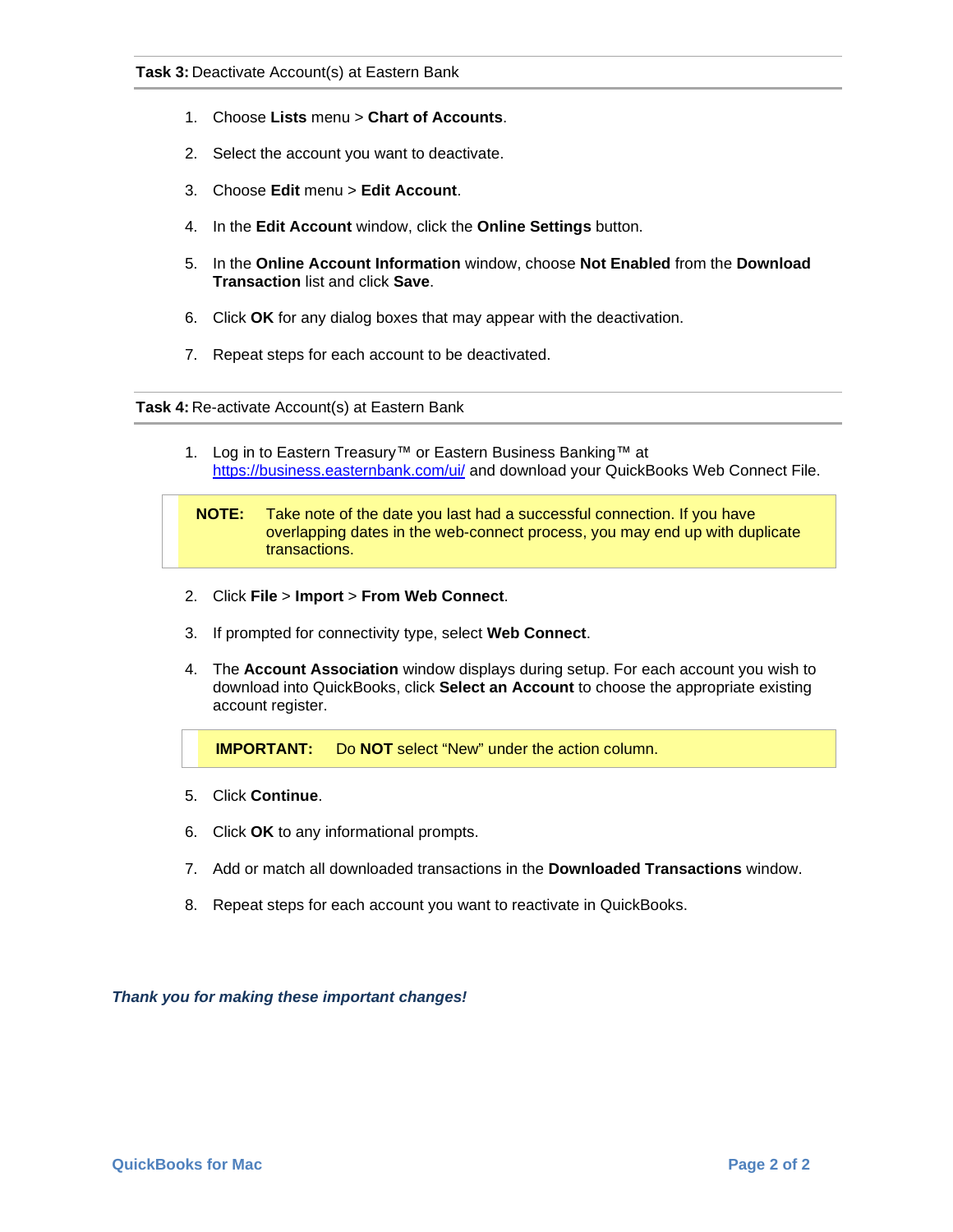**Task 3:** Deactivate Account(s) at Eastern Bank

1. Choose **Lists** menu > **Chart of Accounts**.
2. Select the account you want to deactivate.
3. Choose **Edit** menu > **Edit Account**.
4. In the **Edit Account** window, click the **Online Settings** button.
5. In the **Online Account Information** window, choose **Not Enabled** from the **Download Transaction** list and click **Save**.
6. Click **OK** for any dialog boxes that may appear with the deactivation.
7. Repeat steps for each account to be deactivated.

**Task 4:** Re-activate Account(s) at Eastern Bank

1. Log in to Eastern Treasury™ or Eastern Business Banking™ at https://business.easternbank.com/ui/ and download your QuickBooks Web Connect File.

> **NOTE:** Take note of the date you last had a successful connection. If you have overlapping dates in the web-connect process, you may end up with duplicate transactions.

2. Click **File** > **Import** > **From Web Connect**.
3. If prompted for connectivity type, select **Web Connect**.
4. The **Account Association** window displays during setup. For each account you wish to download into QuickBooks, click **Select an Account** to choose the appropriate existing account register.

> **IMPORTANT:** Do **NOT** select “New” under the action column.

5. Click **Continue**.
6. Click **OK** to any informational prompts.
7. Add or match all downloaded transactions in the **Downloaded Transactions** window.
8. Repeat steps for each account you want to reactivate in QuickBooks.

***Thank you for making these important changes!***